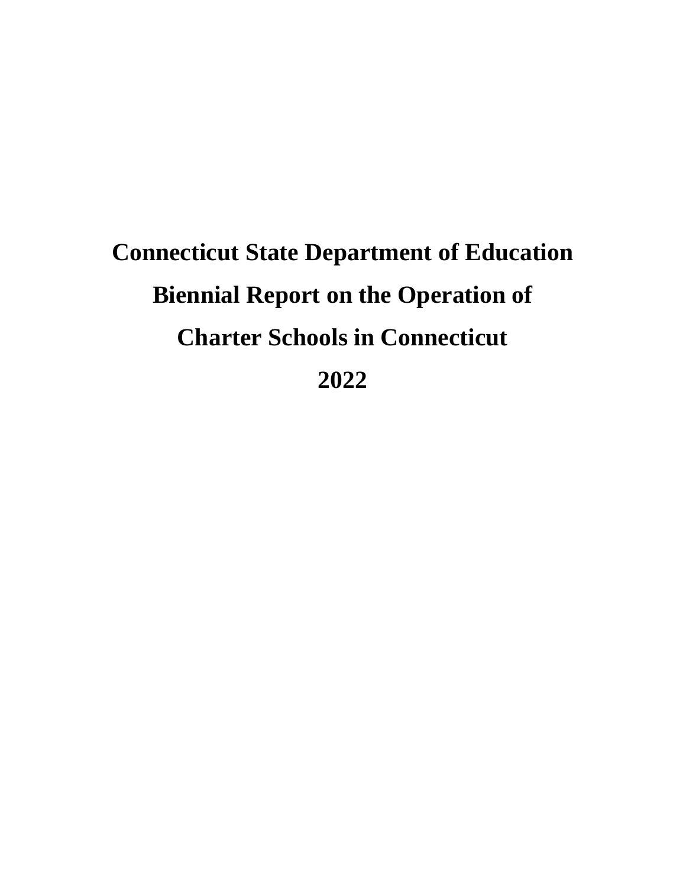# Connecticut State Department of Education

# Biennial Report on the Operation of

# Charter Schools in Connecticut

# 2022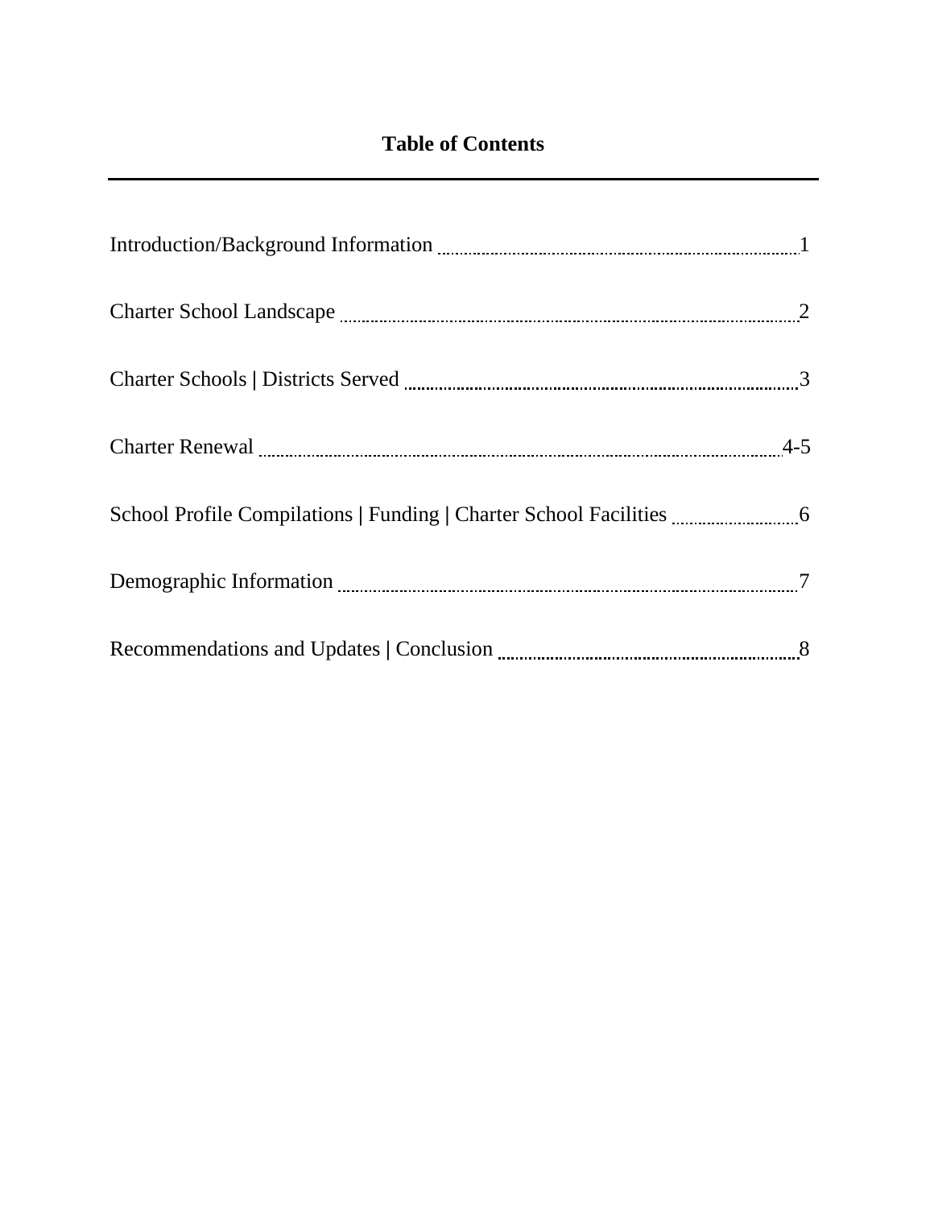# Table of Contents

| Section | Page |
|---|---|
| Introduction/Background Information | 1 |
| Charter School Landscape | 2 |
| Charter Schools \| Districts Served | 3 |
| Charter Renewal | 4-5 |
| School Profile Compilations \| Funding \| Charter School Facilities | 6 |
| Demographic Information | 7 |
| Recommendations and Updates \| Conclusion | 8 |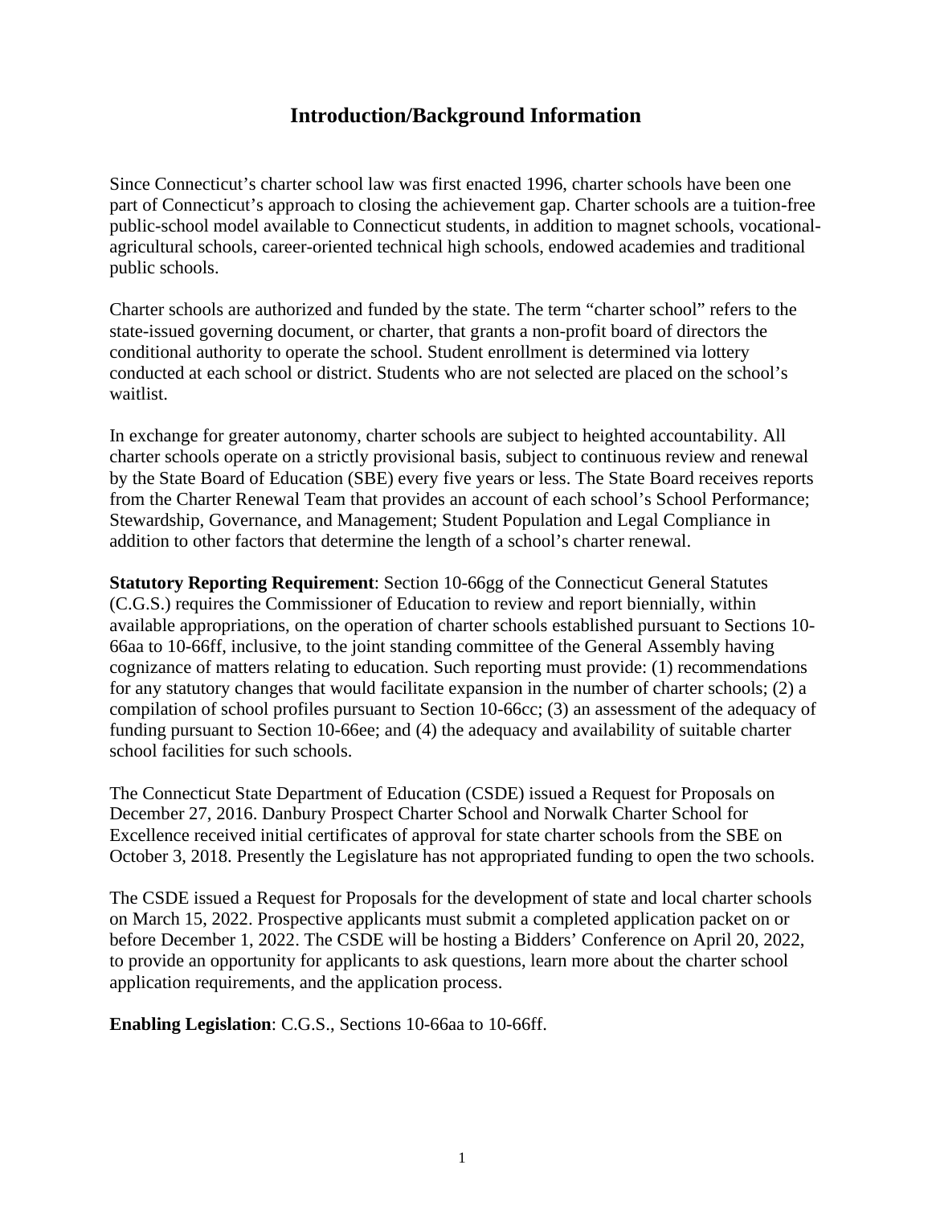# Introduction/Background Information

Since Connecticut's charter school law was first enacted 1996, charter schools have been one part of Connecticut's approach to closing the achievement gap. Charter schools are a tuition-free public-school model available to Connecticut students, in addition to magnet schools, vocational-agricultural schools, career-oriented technical high schools, endowed academies and traditional public schools.

Charter schools are authorized and funded by the state. The term "charter school" refers to the state-issued governing document, or charter, that grants a non-profit board of directors the conditional authority to operate the school. Student enrollment is determined via lottery conducted at each school or district. Students who are not selected are placed on the school's waitlist.

In exchange for greater autonomy, charter schools are subject to heighted accountability. All charter schools operate on a strictly provisional basis, subject to continuous review and renewal by the State Board of Education (SBE) every five years or less. The State Board receives reports from the Charter Renewal Team that provides an account of each school's School Performance; Stewardship, Governance, and Management; Student Population and Legal Compliance in addition to other factors that determine the length of a school's charter renewal.

**Statutory Reporting Requirement**: Section 10-66gg of the Connecticut General Statutes (C.G.S.) requires the Commissioner of Education to review and report biennially, within available appropriations, on the operation of charter schools established pursuant to Sections 10-66aa to 10-66ff, inclusive, to the joint standing committee of the General Assembly having cognizance of matters relating to education. Such reporting must provide: (1) recommendations for any statutory changes that would facilitate expansion in the number of charter schools; (2) a compilation of school profiles pursuant to Section 10-66cc; (3) an assessment of the adequacy of funding pursuant to Section 10-66ee; and (4) the adequacy and availability of suitable charter school facilities for such schools.

The Connecticut State Department of Education (CSDE) issued a Request for Proposals on December 27, 2016. Danbury Prospect Charter School and Norwalk Charter School for Excellence received initial certificates of approval for state charter schools from the SBE on October 3, 2018. Presently the Legislature has not appropriated funding to open the two schools.

The CSDE issued a Request for Proposals for the development of state and local charter schools on March 15, 2022. Prospective applicants must submit a completed application packet on or before December 1, 2022. The CSDE will be hosting a Bidders' Conference on April 20, 2022, to provide an opportunity for applicants to ask questions, learn more about the charter school application requirements, and the application process.

**Enabling Legislation**: C.G.S., Sections 10-66aa to 10-66ff.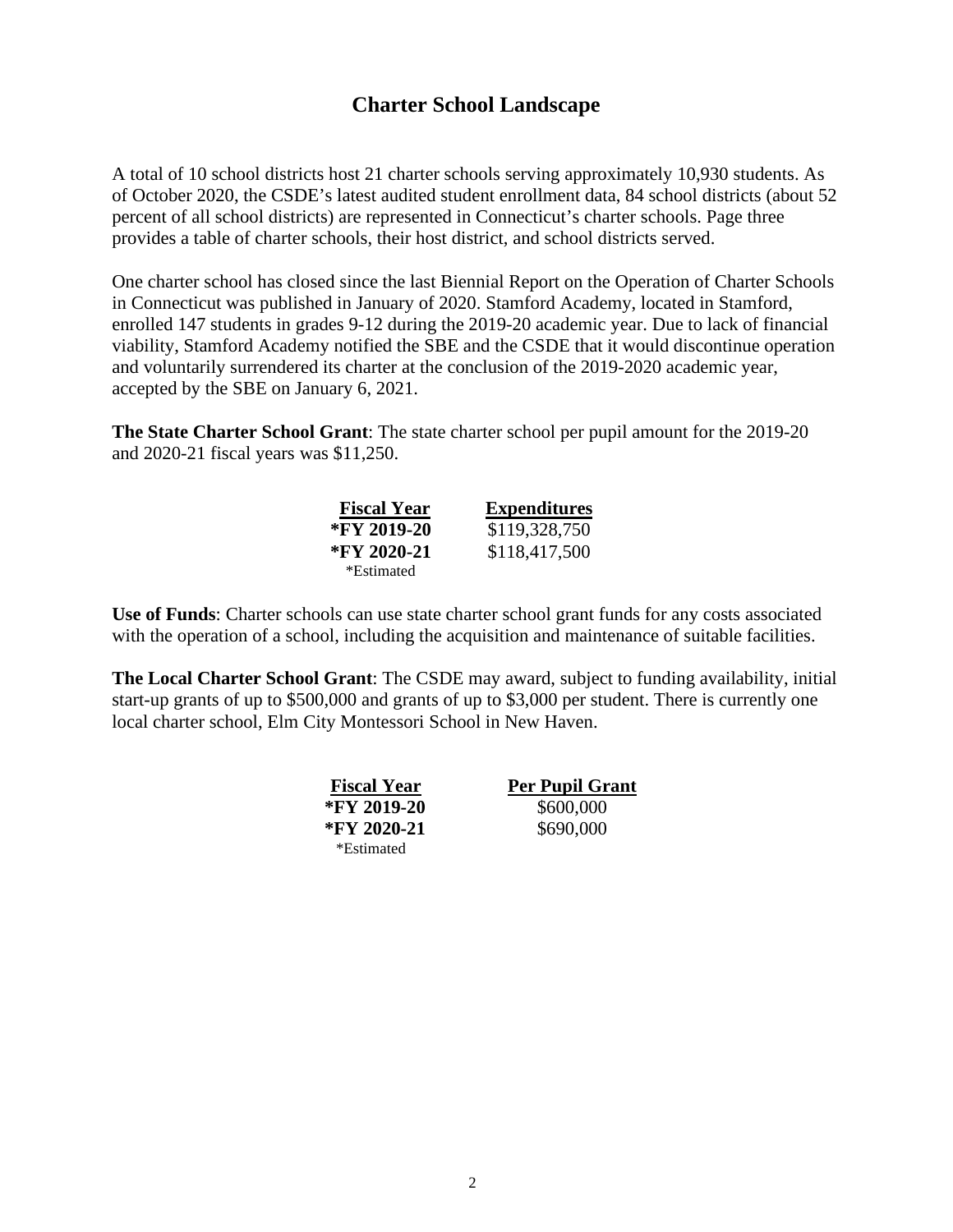## Charter School Landscape

A total of 10 school districts host 21 charter schools serving approximately 10,930 students. As of October 2020, the CSDE's latest audited student enrollment data, 84 school districts (about 52 percent of all school districts) are represented in Connecticut's charter schools. Page three provides a table of charter schools, their host district, and school districts served.

One charter school has closed since the last Biennial Report on the Operation of Charter Schools in Connecticut was published in January of 2020. Stamford Academy, located in Stamford, enrolled 147 students in grades 9-12 during the 2019-20 academic year. Due to lack of financial viability, Stamford Academy notified the SBE and the CSDE that it would discontinue operation and voluntarily surrendered its charter at the conclusion of the 2019-2020 academic year, accepted by the SBE on January 6, 2021.

**The State Charter School Grant**: The state charter school per pupil amount for the 2019-20 and 2020-21 fiscal years was $11,250.

| Fiscal Year | Expenditures |
|---|---|
| ***FY 2019-20** | $119,328,750 |
| ***FY 2020-21** | $118,417,500 |

*Estimated

**Use of Funds**: Charter schools can use state charter school grant funds for any costs associated with the operation of a school, including the acquisition and maintenance of suitable facilities.

**The Local Charter School Grant**: The CSDE may award, subject to funding availability, initial start-up grants of up to $500,000 and grants of up to $3,000 per student. There is currently one local charter school, Elm City Montessori School in New Haven.

| Fiscal Year | Per Pupil Grant |
|---|---|
| ***FY 2019-20** | $600,000 |
| ***FY 2020-21** | $690,000 |

*Estimated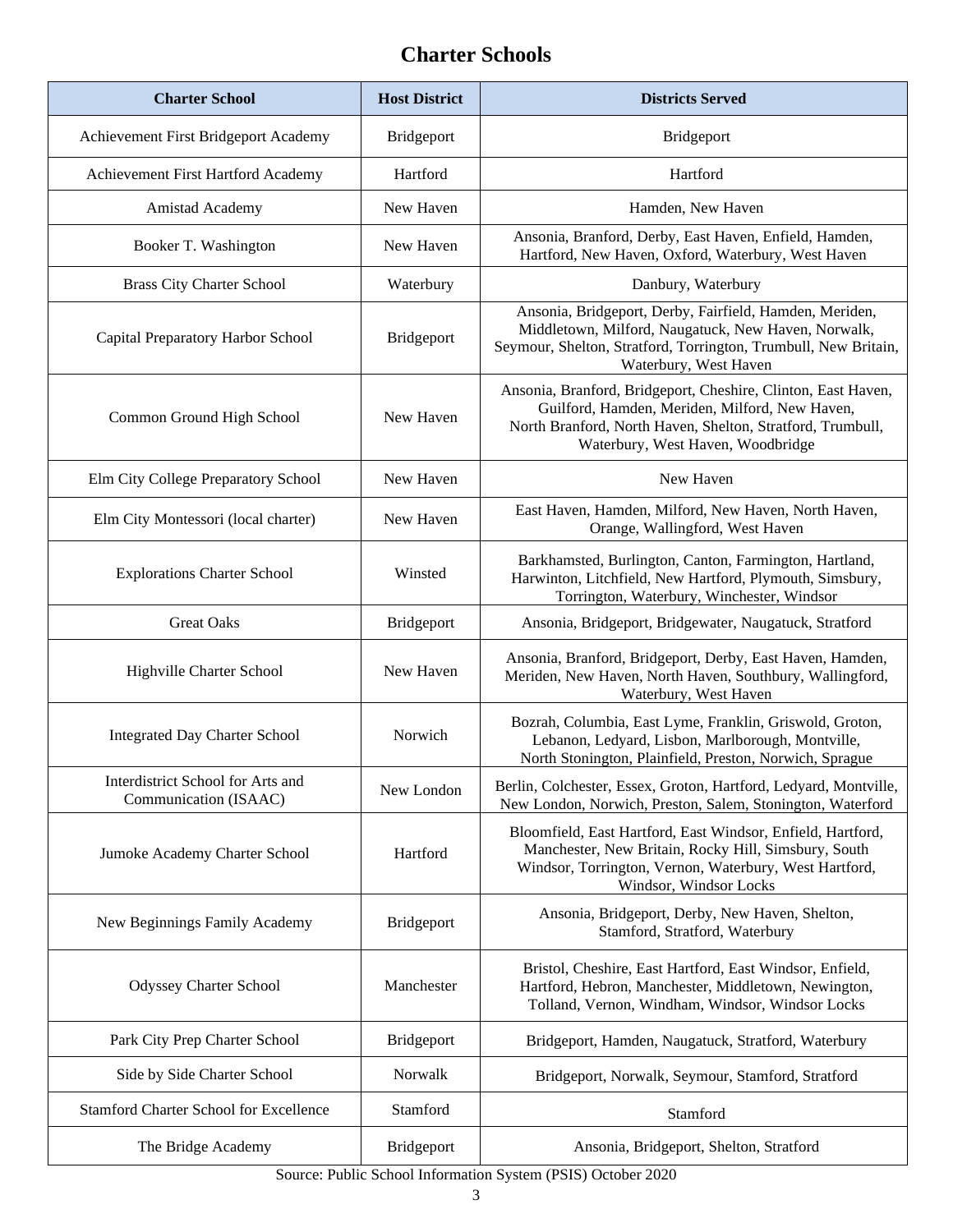# Charter Schools

| Charter School | Host District | Districts Served |
|---|---|---|
| Achievement First Bridgeport Academy | Bridgeport | Bridgeport |
| Achievement First Hartford Academy | Hartford | Hartford |
| Amistad Academy | New Haven | Hamden, New Haven |
| Booker T. Washington | New Haven | Ansonia, Branford, Derby, East Haven, Enfield, Hamden, Hartford, New Haven, Oxford, Waterbury, West Haven |
| Brass City Charter School | Waterbury | Danbury, Waterbury |
| Capital Preparatory Harbor School | Bridgeport | Ansonia, Bridgeport, Derby, Fairfield, Hamden, Meriden, Middletown, Milford, Naugatuck, New Haven, Norwalk, Seymour, Shelton, Stratford, Torrington, Trumbull, New Britain, Waterbury, West Haven |
| Common Ground High School | New Haven | Ansonia, Branford, Bridgeport, Cheshire, Clinton, East Haven, Guilford, Hamden, Meriden, Milford, New Haven, North Branford, North Haven, Shelton, Stratford, Trumbull, Waterbury, West Haven, Woodbridge |
| Elm City College Preparatory School | New Haven | New Haven |
| Elm City Montessori (local charter) | New Haven | East Haven, Hamden, Milford, New Haven, North Haven, Orange, Wallingford, West Haven |
| Explorations Charter School | Winsted | Barkhamsted, Burlington, Canton, Farmington, Hartland, Harwinton, Litchfield, New Hartford, Plymouth, Simsbury, Torrington, Waterbury, Winchester, Windsor |
| Great Oaks | Bridgeport | Ansonia, Bridgeport, Bridgewater, Naugatuck, Stratford |
| Highville Charter School | New Haven | Ansonia, Branford, Bridgeport, Derby, East Haven, Hamden, Meriden, New Haven, North Haven, Southbury, Wallingford, Waterbury, West Haven |
| Integrated Day Charter School | Norwich | Bozrah, Columbia, East Lyme, Franklin, Griswold, Groton, Lebanon, Ledyard, Lisbon, Marlborough, Montville, North Stonington, Plainfield, Preston, Norwich, Sprague |
| Interdistrict School for Arts and Communication (ISAAC) | New London | Berlin, Colchester, Essex, Groton, Hartford, Ledyard, Montville, New London, Norwich, Preston, Salem, Stonington, Waterford |
| Jumoke Academy Charter School | Hartford | Bloomfield, East Hartford, East Windsor, Enfield, Hartford, Manchester, New Britain, Rocky Hill, Simsbury, South Windsor, Torrington, Vernon, Waterbury, West Hartford, Windsor, Windsor Locks |
| New Beginnings Family Academy | Bridgeport | Ansonia, Bridgeport, Derby, New Haven, Shelton, Stamford, Stratford, Waterbury |
| Odyssey Charter School | Manchester | Bristol, Cheshire, East Hartford, East Windsor, Enfield, Hartford, Hebron, Manchester, Middletown, Newington, Tolland, Vernon, Windham, Windsor, Windsor Locks |
| Park City Prep Charter School | Bridgeport | Bridgeport, Hamden, Naugatuck, Stratford, Waterbury |
| Side by Side Charter School | Norwalk | Bridgeport, Norwalk, Seymour, Stamford, Stratford |
| Stamford Charter School for Excellence | Stamford | Stamford |
| The Bridge Academy | Bridgeport | Ansonia, Bridgeport, Shelton, Stratford |

Source: Public School Information System (PSIS) October 2020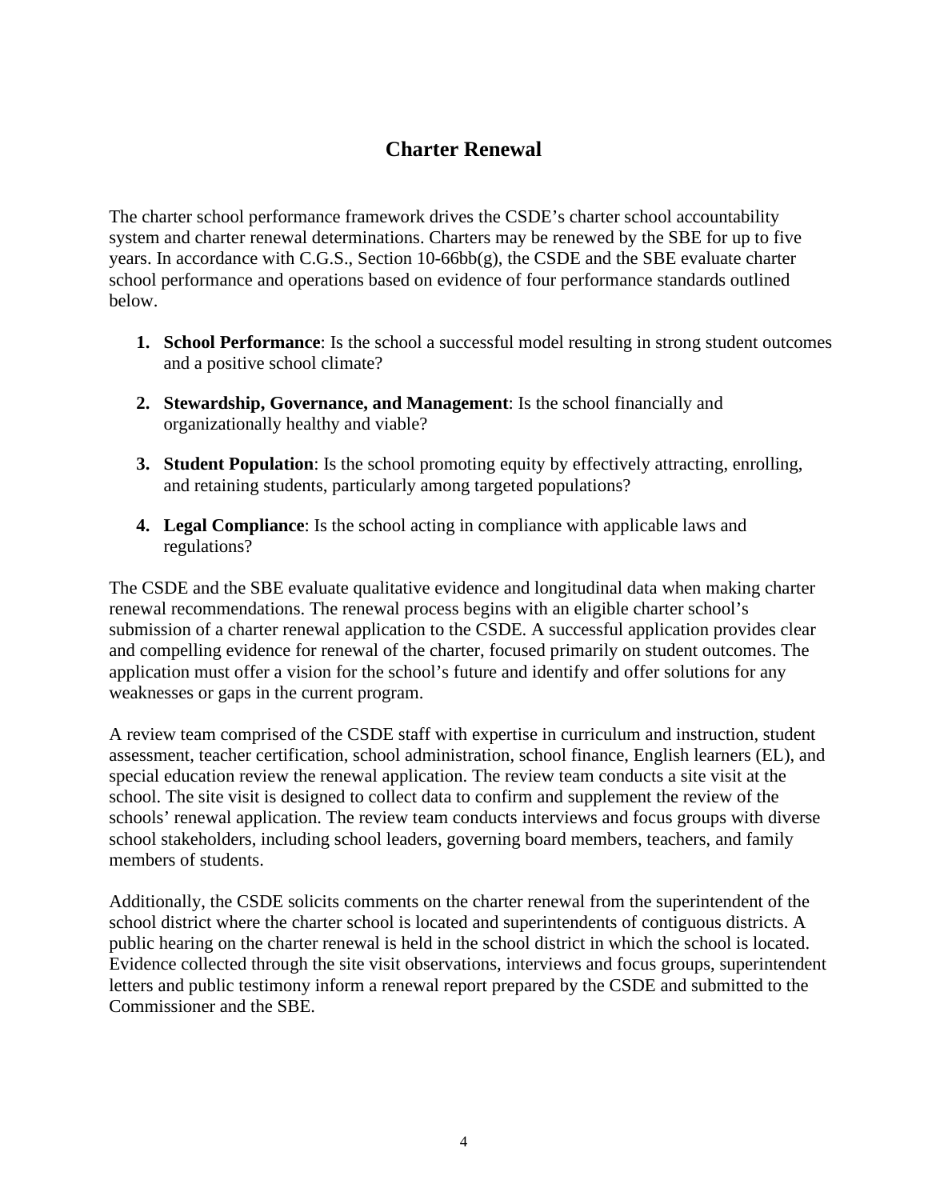# Charter Renewal

The charter school performance framework drives the CSDE's charter school accountability system and charter renewal determinations. Charters may be renewed by the SBE for up to five years. In accordance with C.G.S., Section 10-66bb(g), the CSDE and the SBE evaluate charter school performance and operations based on evidence of four performance standards outlined below.

1. **School Performance**: Is the school a successful model resulting in strong student outcomes and a positive school climate?
2. **Stewardship, Governance, and Management**: Is the school financially and organizationally healthy and viable?
3. **Student Population**: Is the school promoting equity by effectively attracting, enrolling, and retaining students, particularly among targeted populations?
4. **Legal Compliance**: Is the school acting in compliance with applicable laws and regulations?

The CSDE and the SBE evaluate qualitative evidence and longitudinal data when making charter renewal recommendations. The renewal process begins with an eligible charter school's submission of a charter renewal application to the CSDE. A successful application provides clear and compelling evidence for renewal of the charter, focused primarily on student outcomes. The application must offer a vision for the school's future and identify and offer solutions for any weaknesses or gaps in the current program.

A review team comprised of the CSDE staff with expertise in curriculum and instruction, student assessment, teacher certification, school administration, school finance, English learners (EL), and special education review the renewal application. The review team conducts a site visit at the school. The site visit is designed to collect data to confirm and supplement the review of the schools' renewal application. The review team conducts interviews and focus groups with diverse school stakeholders, including school leaders, governing board members, teachers, and family members of students.

Additionally, the CSDE solicits comments on the charter renewal from the superintendent of the school district where the charter school is located and superintendents of contiguous districts. A public hearing on the charter renewal is held in the school district in which the school is located. Evidence collected through the site visit observations, interviews and focus groups, superintendent letters and public testimony inform a renewal report prepared by the CSDE and submitted to the Commissioner and the SBE.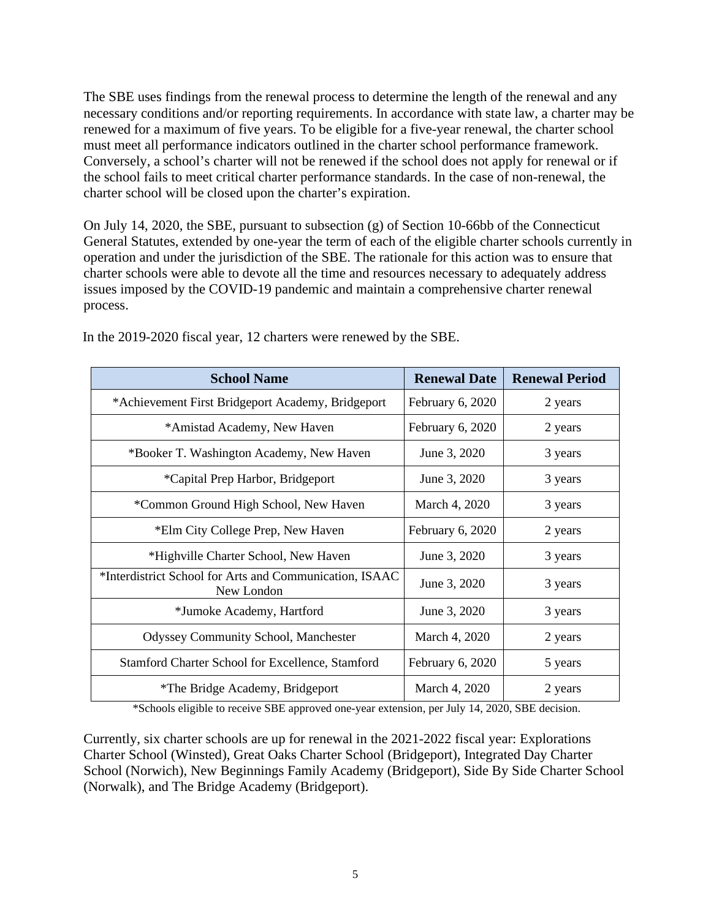The SBE uses findings from the renewal process to determine the length of the renewal and any necessary conditions and/or reporting requirements. In accordance with state law, a charter may be renewed for a maximum of five years. To be eligible for a five-year renewal, the charter school must meet all performance indicators outlined in the charter school performance framework. Conversely, a school's charter will not be renewed if the school does not apply for renewal or if the school fails to meet critical charter performance standards. In the case of non-renewal, the charter school will be closed upon the charter's expiration.

On July 14, 2020, the SBE, pursuant to subsection (g) of Section 10-66bb of the Connecticut General Statutes, extended by one-year the term of each of the eligible charter schools currently in operation and under the jurisdiction of the SBE. The rationale for this action was to ensure that charter schools were able to devote all the time and resources necessary to adequately address issues imposed by the COVID-19 pandemic and maintain a comprehensive charter renewal process.

In the 2019-2020 fiscal year, 12 charters were renewed by the SBE.

| School Name | Renewal Date | Renewal Period |
|---|---|---|
| *Achievement First Bridgeport Academy, Bridgeport | February 6, 2020 | 2 years |
| *Amistad Academy, New Haven | February 6, 2020 | 2 years |
| *Booker T. Washington Academy, New Haven | June 3, 2020 | 3 years |
| *Capital Prep Harbor, Bridgeport | June 3, 2020 | 3 years |
| *Common Ground High School, New Haven | March 4, 2020 | 3 years |
| *Elm City College Prep, New Haven | February 6, 2020 | 2 years |
| *Highville Charter School, New Haven | June 3, 2020 | 3 years |
| *Interdistrict School for Arts and Communication, ISAAC New London | June 3, 2020 | 3 years |
| *Jumoke Academy, Hartford | June 3, 2020 | 3 years |
| Odyssey Community School, Manchester | March 4, 2020 | 2 years |
| Stamford Charter School for Excellence, Stamford | February 6, 2020 | 5 years |
| *The Bridge Academy, Bridgeport | March 4, 2020 | 2 years |

*Schools eligible to receive SBE approved one-year extension, per July 14, 2020, SBE decision.

Currently, six charter schools are up for renewal in the 2021-2022 fiscal year: Explorations Charter School (Winsted), Great Oaks Charter School (Bridgeport), Integrated Day Charter School (Norwich), New Beginnings Family Academy (Bridgeport), Side By Side Charter School (Norwalk), and The Bridge Academy (Bridgeport).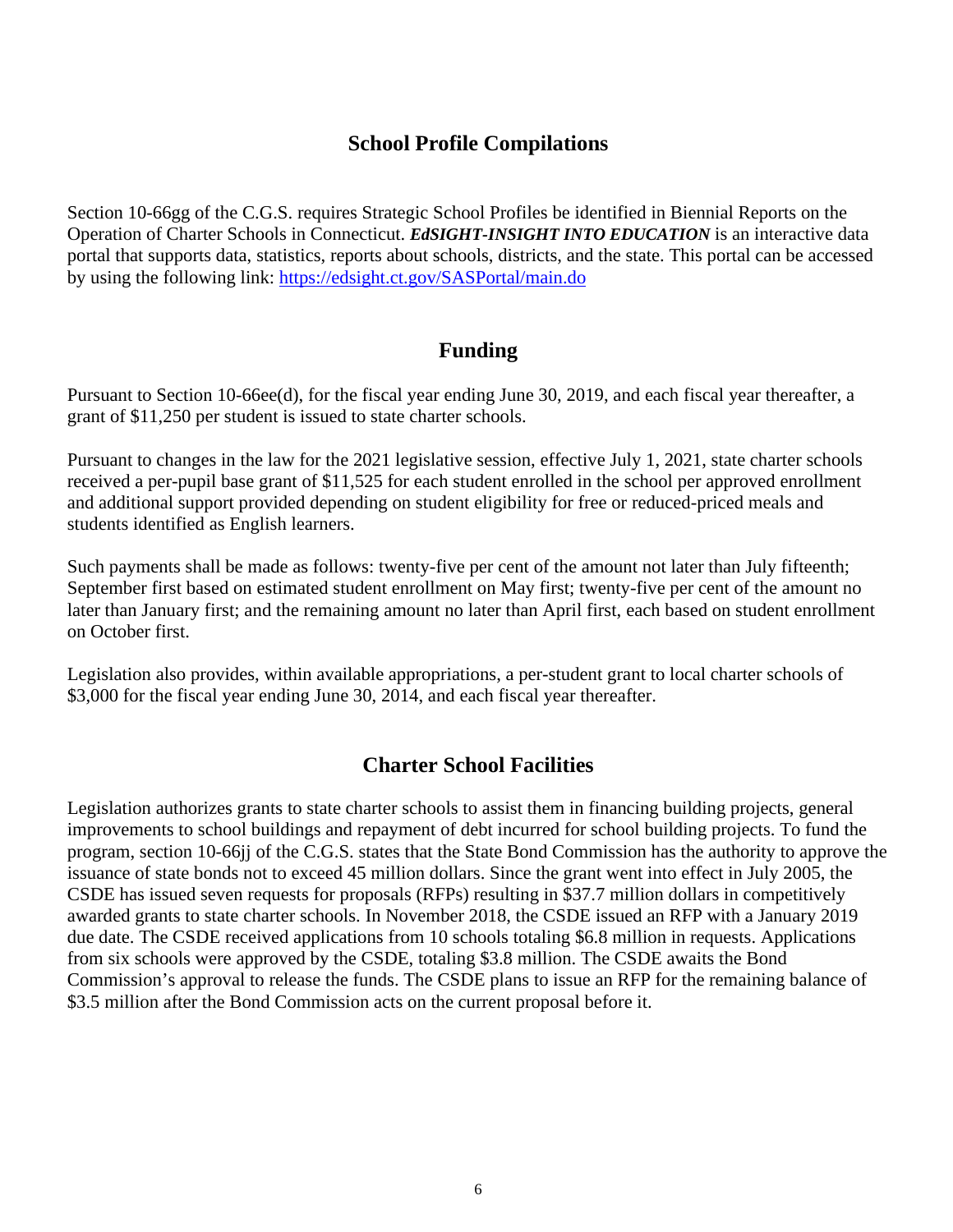## School Profile Compilations

Section 10-66gg of the C.G.S. requires Strategic School Profiles be identified in Biennial Reports on the Operation of Charter Schools in Connecticut. ***EdSIGHT-INSIGHT INTO EDUCATION*** is an interactive data portal that supports data, statistics, reports about schools, districts, and the state. This portal can be accessed by using the following link: [https://edsight.ct.gov/SASPortal/main.do](https://edsight.ct.gov/SASPortal/main.do)

## Funding

Pursuant to Section 10-66ee(d), for the fiscal year ending June 30, 2019, and each fiscal year thereafter, a grant of $11,250 per student is issued to state charter schools.

Pursuant to changes in the law for the 2021 legislative session, effective July 1, 2021, state charter schools received a per-pupil base grant of $11,525 for each student enrolled in the school per approved enrollment and additional support provided depending on student eligibility for free or reduced-priced meals and students identified as English learners.

Such payments shall be made as follows: twenty-five per cent of the amount not later than July fifteenth; September first based on estimated student enrollment on May first; twenty-five per cent of the amount no later than January first; and the remaining amount no later than April first, each based on student enrollment on October first.

Legislation also provides, within available appropriations, a per-student grant to local charter schools of $3,000 for the fiscal year ending June 30, 2014, and each fiscal year thereafter.

## Charter School Facilities

Legislation authorizes grants to state charter schools to assist them in financing building projects, general improvements to school buildings and repayment of debt incurred for school building projects. To fund the program, section 10-66jj of the C.G.S. states that the State Bond Commission has the authority to approve the issuance of state bonds not to exceed 45 million dollars. Since the grant went into effect in July 2005, the CSDE has issued seven requests for proposals (RFPs) resulting in $37.7 million dollars in competitively awarded grants to state charter schools. In November 2018, the CSDE issued an RFP with a January 2019 due date. The CSDE received applications from 10 schools totaling $6.8 million in requests. Applications from six schools were approved by the CSDE, totaling $3.8 million. The CSDE awaits the Bond Commission's approval to release the funds. The CSDE plans to issue an RFP for the remaining balance of $3.5 million after the Bond Commission acts on the current proposal before it.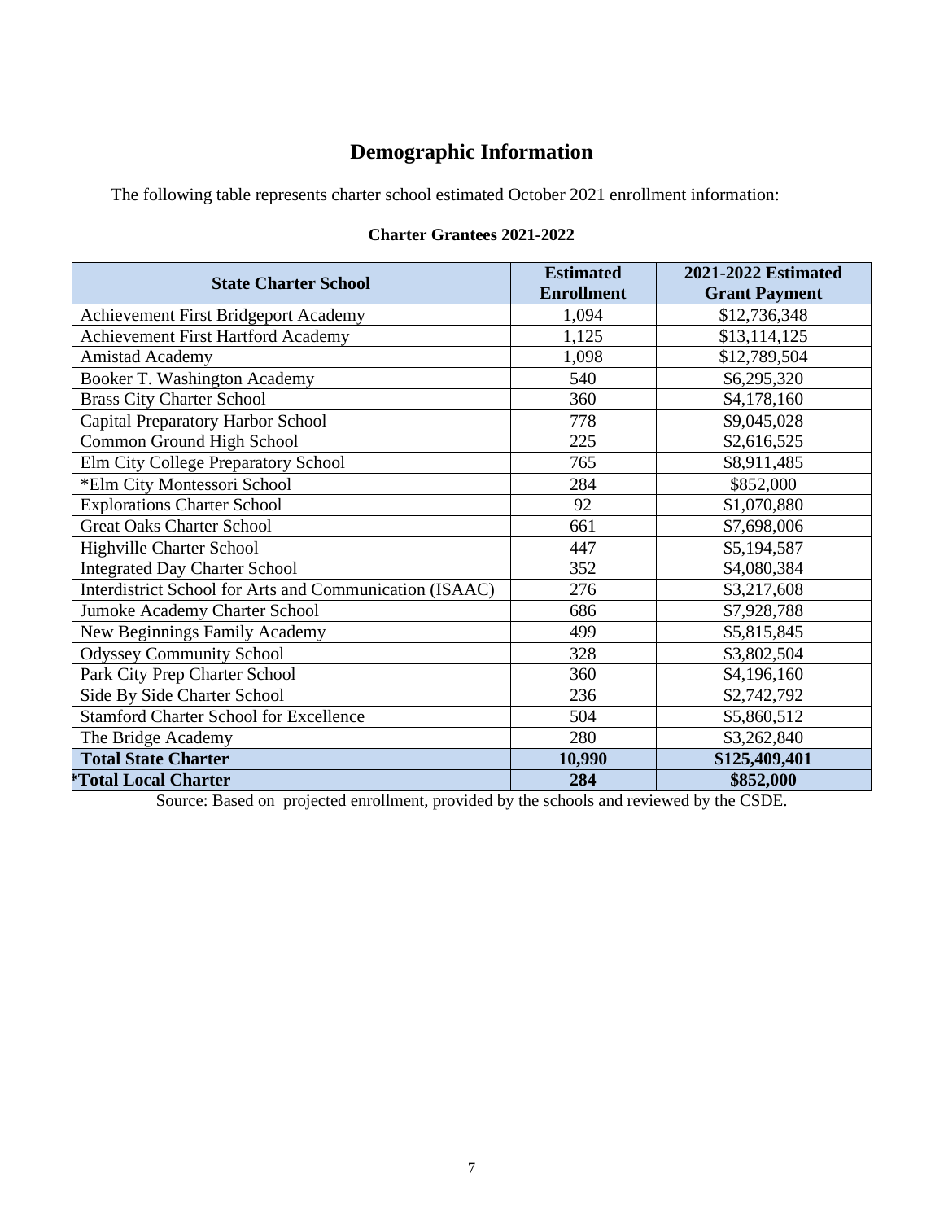## Demographic Information

The following table represents charter school estimated October 2021 enrollment information:

**Charter Grantees 2021-2022**

| State Charter School | Estimated Enrollment | 2021-2022 Estimated Grant Payment |
|---|---|---|
| Achievement First Bridgeport Academy | 1,094 | $12,736,348 |
| Achievement First Hartford Academy | 1,125 | $13,114,125 |
| Amistad Academy | 1,098 | $12,789,504 |
| Booker T. Washington Academy | 540 | $6,295,320 |
| Brass City Charter School | 360 | $4,178,160 |
| Capital Preparatory Harbor School | 778 | $9,045,028 |
| Common Ground High School | 225 | $2,616,525 |
| Elm City College Preparatory School | 765 | $8,911,485 |
| *Elm City Montessori School | 284 | $852,000 |
| Explorations Charter School | 92 | $1,070,880 |
| Great Oaks Charter School | 661 | $7,698,006 |
| Highville Charter School | 447 | $5,194,587 |
| Integrated Day Charter School | 352 | $4,080,384 |
| Interdistrict School for Arts and Communication (ISAAC) | 276 | $3,217,608 |
| Jumoke Academy Charter School | 686 | $7,928,788 |
| New Beginnings Family Academy | 499 | $5,815,845 |
| Odyssey Community School | 328 | $3,802,504 |
| Park City Prep Charter School | 360 | $4,196,160 |
| Side By Side Charter School | 236 | $2,742,792 |
| Stamford Charter School for Excellence | 504 | $5,860,512 |
| The Bridge Academy | 280 | $3,262,840 |
| **Total State Charter** | **10,990** | **$125,409,401** |
| ***Total Local Charter** | **284** | **$852,000** |

Source: Based on projected enrollment, provided by the schools and reviewed by the CSDE.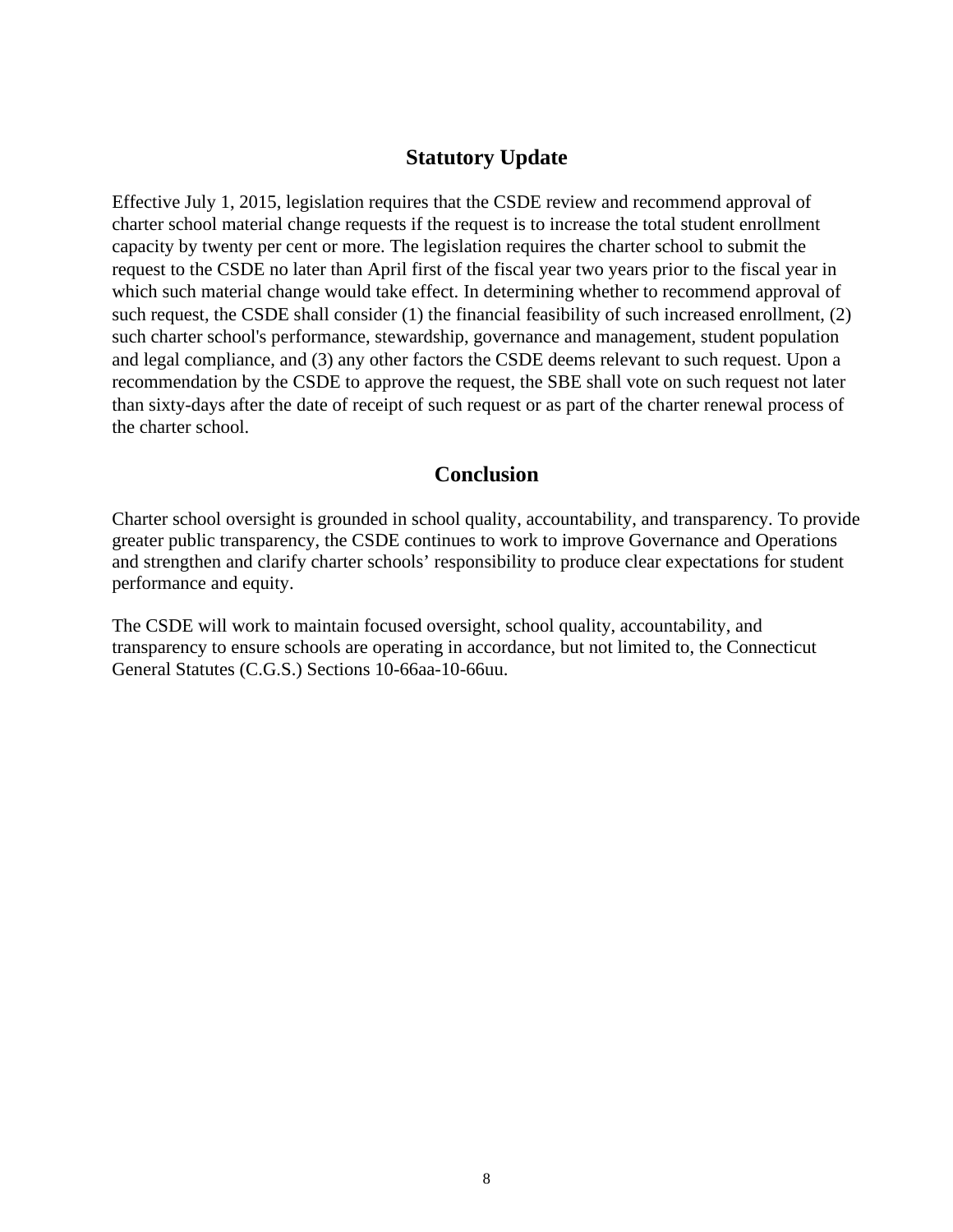## Statutory Update

Effective July 1, 2015, legislation requires that the CSDE review and recommend approval of charter school material change requests if the request is to increase the total student enrollment capacity by twenty per cent or more. The legislation requires the charter school to submit the request to the CSDE no later than April first of the fiscal year two years prior to the fiscal year in which such material change would take effect. In determining whether to recommend approval of such request, the CSDE shall consider (1) the financial feasibility of such increased enrollment, (2) such charter school's performance, stewardship, governance and management, student population and legal compliance, and (3) any other factors the CSDE deems relevant to such request. Upon a recommendation by the CSDE to approve the request, the SBE shall vote on such request not later than sixty-days after the date of receipt of such request or as part of the charter renewal process of the charter school.

## Conclusion

Charter school oversight is grounded in school quality, accountability, and transparency. To provide greater public transparency, the CSDE continues to work to improve Governance and Operations and strengthen and clarify charter schools' responsibility to produce clear expectations for student performance and equity.

The CSDE will work to maintain focused oversight, school quality, accountability, and transparency to ensure schools are operating in accordance, but not limited to, the Connecticut General Statutes (C.G.S.) Sections 10-66aa-10-66uu.